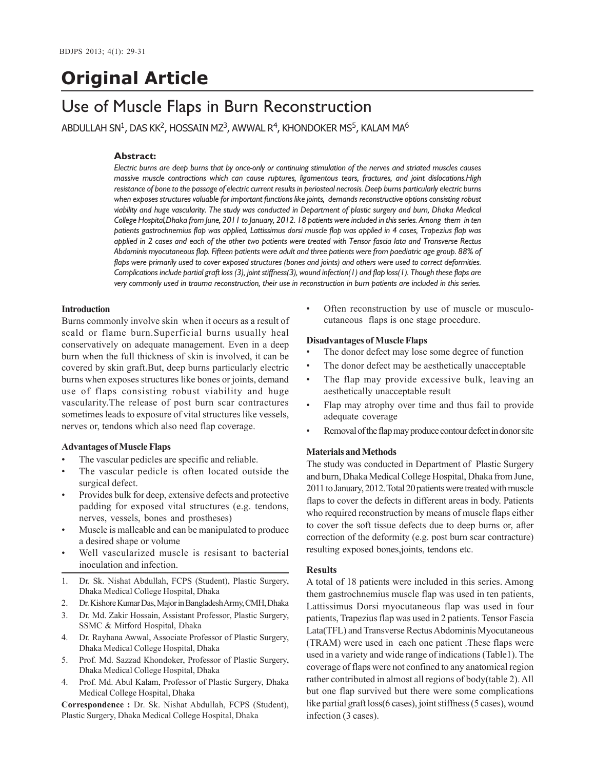# Original Article

## Use of Muscle Flaps in Burn Reconstruction

ABDULLAH SN[1], DAS KK[2], HOSSAIN MZ[3], AWWAL R[4], KHONDOKER MS[5], KALAM MA[6]

### Abstract:

*Electric burns are deep burns that by once-only or continuing stimulation of the nerves and striated muscles causes massive muscle contractions which can cause ruptures, ligamentous tears, fractures, and joint dislocations.High resistance of bone to the passage of electric current results in periosteal necrosis. Deep burns particularly electric burns when exposes structures valuable for important functions like joints, demands reconstructive options consisting robust viability and huge vascularity. The study was conducted in Department of plastic surgery and burn, Dhaka Medical College Hospital,Dhaka from June, 2011 to January, 2012. 18 patients were included in this series. Among them in ten patients gastrochnemius flap was applied, Lattissimus dorsi muscle flap was applied in 4 cases, Trapezius flap was applied in 2 cases and each of the other two patients were treated with Tensor fascia lata and Transverse Rectus Abdominis myocutaneous flap. Fifteen patients were adult and three patients were from paediatric age group. 88% of flaps were primarily used to cover exposed structures (bones and joints) and others were used to correct deformities. Complications include partial graft loss (3), joint stiffness(3), wound infection(1) and flap loss(1). Though these flaps are very commonly used in trauma reconstruction, their use in reconstruction in burn patients are included in this series.*

### Introduction

Burns commonly involve skin when it occurs as a result of scald or flame burn.Superficial burns usually heal conservatively on adequate management. Even in a deep burn when the full thickness of skin is involved, it can be covered by skin graft.But, deep burns particularly electric burns when exposes structures like bones or joints, demand use of flaps consisting robust viability and huge vascularity.The release of post burn scar contractures sometimes leads to exposure of vital structures like vessels, nerves or, tendons which also need flap coverage.

### Advantages of Muscle Flaps

- The vascular pedicles are specific and reliable.
- The vascular pedicle is often located outside the surgical defect.
- Provides bulk for deep, extensive defects and protective padding for exposed vital structures (e.g. tendons, nerves, vessels, bones and prostheses)
- Muscle is malleable and can be manipulated to produce a desired shape or volume
- Well vascularized muscle is resisant to bacterial inoculation and infection.
- Often reconstruction by use of muscle or musculo-cutaneous flaps is one stage procedure.

### Disadvantages of Muscle Flaps

- The donor defect may lose some degree of function
- The donor defect may be aesthetically unacceptable
- The flap may provide excessive bulk, leaving an aesthetically unacceptable result
- Flap may atrophy over time and thus fail to provide adequate coverage
- Removal of the flap may produce contour defect in donor site

### Materials and Methods

The study was conducted in Department of Plastic Surgery and burn, Dhaka Medical College Hospital, Dhaka from June, 2011 to January, 2012. Total 20 patients were treated with muscle flaps to cover the defects in different areas in body. Patients who required reconstruction by means of muscle flaps either to cover the soft tissue defects due to deep burns or, after correction of the deformity (e.g. post burn scar contracture) resulting exposed bones,joints, tendons etc.

### Results

A total of 18 patients were included in this series. Among them gastrochnemius muscle flap was used in ten patients, Lattissimus Dorsi myocutaneous flap was used in four patients, Trapezius flap was used in 2 patients. Tensor Fascia Lata(TFL) and Transverse Rectus Abdominis Myocutaneous (TRAM) were used in each one patient .These flaps were used in a variety and wide range of indications (Table1). The coverage of flaps were not confined to any anatomical region rather contributed in almost all regions of body(table 2). All but one flap survived but there were some complications like partial graft loss(6 cases), joint stiffness (5 cases), wound infection (3 cases).

---

1. Dr. Sk. Nishat Abdullah, FCPS (Student), Plastic Surgery, Dhaka Medical College Hospital, Dhaka
2. Dr. Kishore Kumar Das, Major in Bangladesh Army, CMH, Dhaka
3. Dr. Md. Zakir Hossain, Assistant Professor, Plastic Surgery, SSMC & Mitford Hospital, Dhaka
4. Dr. Rayhana Awwal, Associate Professor of Plastic Surgery, Dhaka Medical College Hospital, Dhaka
5. Prof. Md. Sazzad Khondoker, Professor of Plastic Surgery, Dhaka Medical College Hospital, Dhaka
4. Prof. Md. Abul Kalam, Professor of Plastic Surgery, Dhaka Medical College Hospital, Dhaka

**Correspondence :** Dr. Sk. Nishat Abdullah, FCPS (Student), Plastic Surgery, Dhaka Medical College Hospital, Dhaka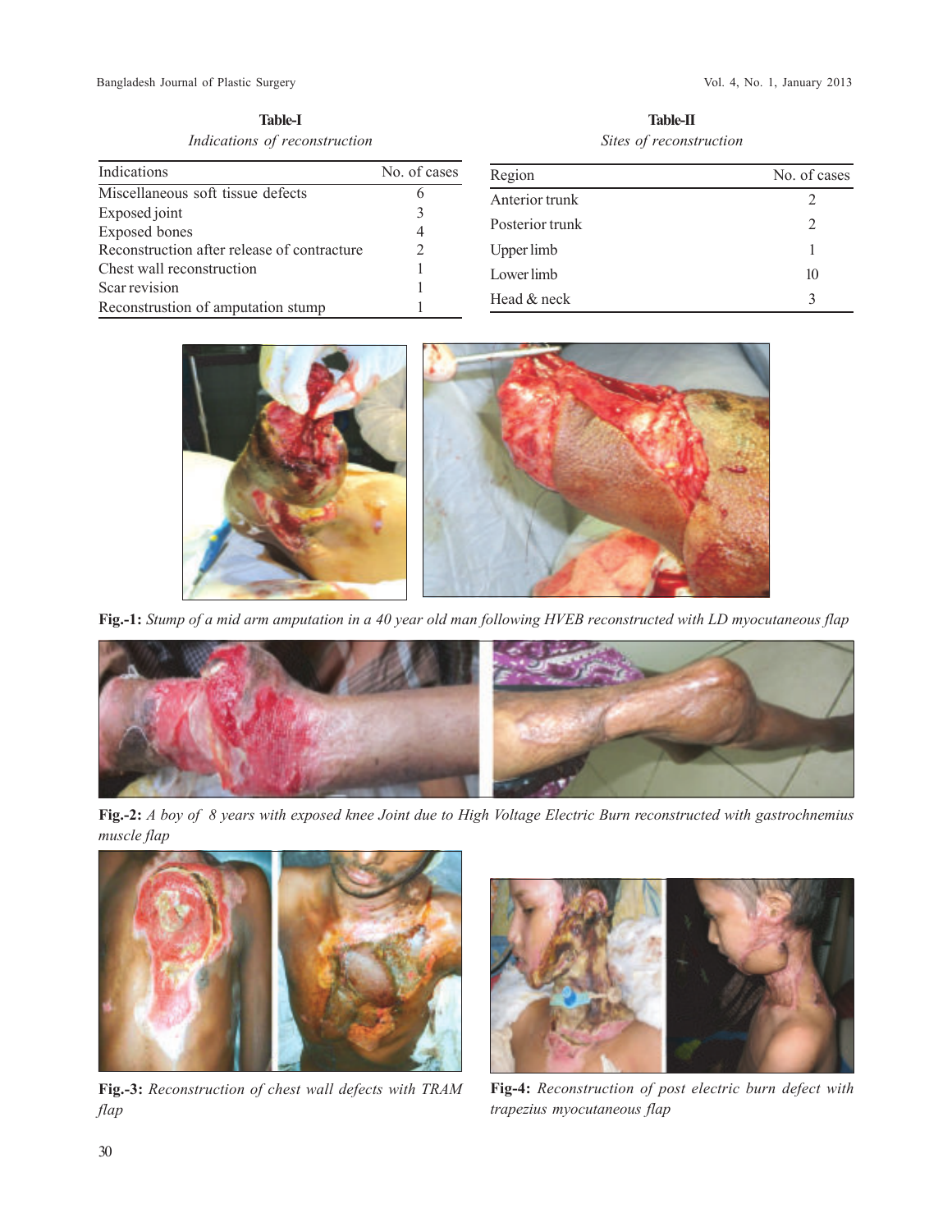**Table-I**

*Indications of reconstruction*

| Indications | No. of cases |
|---|---|
| Miscellaneous soft tissue defects | 6 |
| Exposed joint | 3 |
| Exposed bones | 4 |
| Reconstruction after release of contracture | 2 |
| Chest wall reconstruction | 1 |
| Scar revision | 1 |
| Reconstrution of amputation stump | 1 |

**Table-II**

*Sites of reconstruction*

| Region | No. of cases |
|---|---|
| Anterior trunk | 2 |
| Posterior trunk | 2 |
| Upper limb | 1 |
| Lower limb | 10 |
| Head & neck | 3 |

**Fig.-1:** *Stump of a mid arm amputation in a 40 year old man following HVEB reconstructed with LD myocutaneous flap*

**Fig.-2:** *A boy of 8 years with exposed knee Joint due to High Voltage Electric Burn reconstructed with gastrochnemius muscle flap*

**Fig.-3:** *Reconstruction of chest wall defects with TRAM flap*

**Fig-4:** *Reconstruction of post electric burn defect with trapezius myocutaneous flap*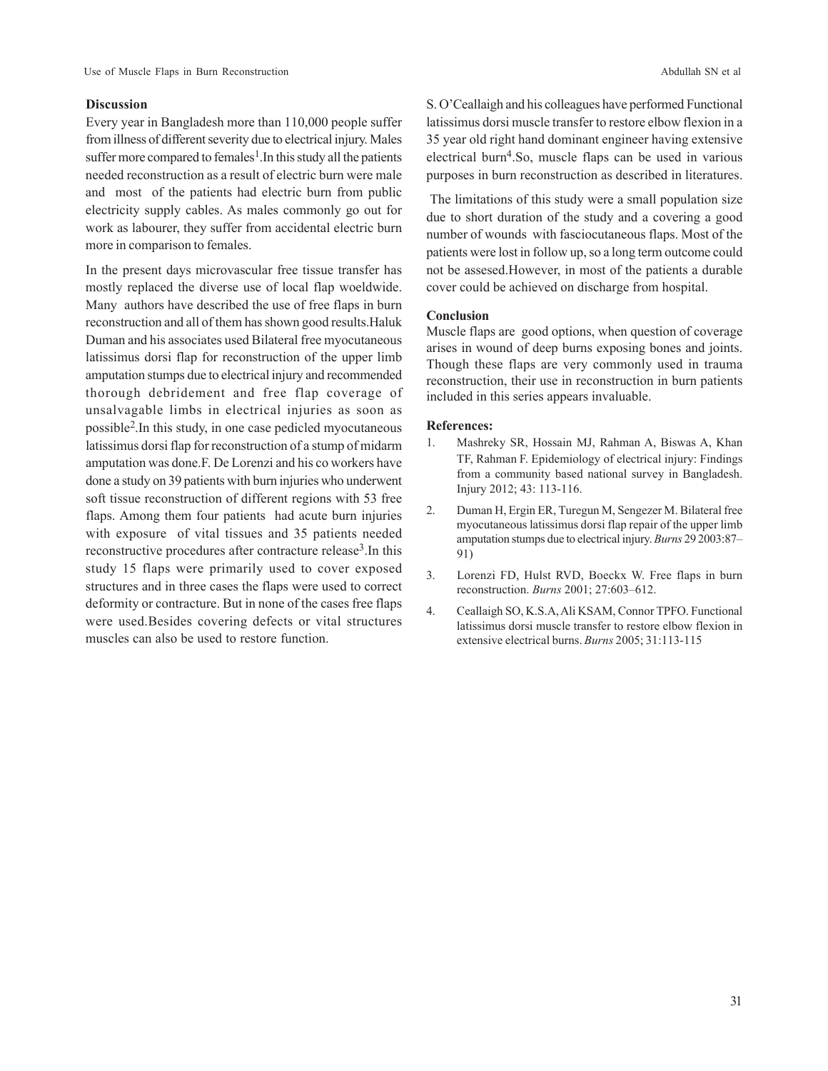## Discussion

Every year in Bangladesh more than 110,000 people suffer from illness of different severity due to electrical injury. Males suffer more compared to females[1].In this study all the patients needed reconstruction as a result of electric burn were male and most of the patients had electric burn from public electricity supply cables. As males commonly go out for work as labourer, they suffer from accidental electric burn more in comparison to females.

In the present days microvascular free tissue transfer has mostly replaced the diverse use of local flap woeldwide. Many authors have described the use of free flaps in burn reconstruction and all of them has shown good results.Haluk Duman and his associates used Bilateral free myocutaneous latissimus dorsi flap for reconstruction of the upper limb amputation stumps due to electrical injury and recommended thorough debridement and free flap coverage of unsalvagable limbs in electrical injuries as soon as possible[2].In this study, in one case pedicled myocutaneous latissimus dorsi flap for reconstruction of a stump of midarm amputation was done.F. De Lorenzi and his co workers have done a study on 39 patients with burn injuries who underwent soft tissue reconstruction of different regions with 53 free flaps. Among them four patients had acute burn injuries with exposure of vital tissues and 35 patients needed reconstructive procedures after contracture release[3].In this study 15 flaps were primarily used to cover exposed structures and in three cases the flaps were used to correct deformity or contracture. But in none of the cases free flaps were used.Besides covering defects or vital structures muscles can also be used to restore function.

S. O'Ceallaigh and his colleagues have performed Functional latissimus dorsi muscle transfer to restore elbow flexion in a 35 year old right hand dominant engineer having extensive electrical burn[4].So, muscle flaps can be used in various purposes in burn reconstruction as described in literatures.

The limitations of this study were a small population size due to short duration of the study and a covering a good number of wounds with fasciocutaneous flaps. Most of the patients were lost in follow up, so a long term outcome could not be assesed.However, in most of the patients a durable cover could be achieved on discharge from hospital.

## Conclusion

Muscle flaps are good options, when question of coverage arises in wound of deep burns exposing bones and joints. Though these flaps are very commonly used in trauma reconstruction, their use in reconstruction in burn patients included in this series appears invaluable.

## References:

1. Mashreky SR, Hossain MJ, Rahman A, Biswas A, Khan TF, Rahman F. Epidemiology of electrical injury: Findings from a community based national survey in Bangladesh. Injury 2012; 43: 113-116.
2. Duman H, Ergin ER, Turegun M, Sengezer M. Bilateral free myocutaneous latissimus dorsi flap repair of the upper limb amputation stumps due to electrical injury. *Burns* 29 2003:87–91)
3. Lorenzi FD, Hulst RVD, Boeckx W. Free flaps in burn reconstruction. *Burns* 2001; 27:603–612.
4. Ceallaigh SO, K.S.A, Ali KSAM, Connor TPFO. Functional latissimus dorsi muscle transfer to restore elbow flexion in extensive electrical burns. *Burns* 2005; 31:113-115